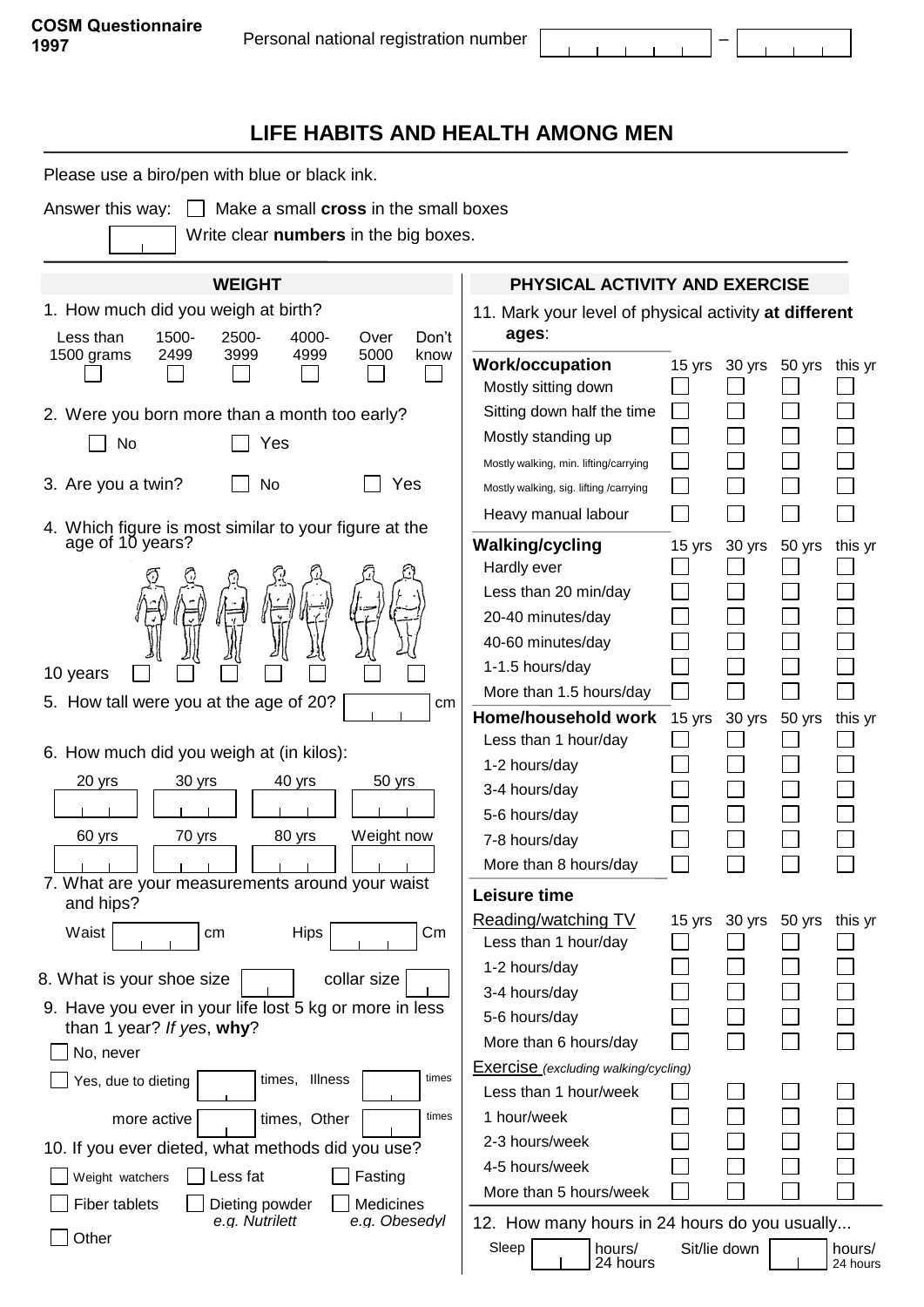**COSM Questionnaire 1997**

Personal national registration number ☐☐☐☐☐☐ – ☐☐☐☐

# LIFE HABITS AND HEALTH AMONG MEN

Please use a biro/pen with blue or black ink.

Answer this way: ☐ Make a small **cross** in the small boxes

☐ Write clear **numbers** in the big boxes.

## WEIGHT

1. How much did you weigh at birth?

| Less than 1500 grams | 1500-2499 | 2500-3999 | 4000-4999 | Over 5000 | Don't know |
|---|---|---|---|---|---|
| ☐ | ☐ | ☐ | ☐ | ☐ | ☐ |

2. Were you born more than a month too early?

☐ No ☐ Yes

3. Are you a twin? ☐ No ☐ Yes

4. Which figure is most similar to your figure at the age of 10 years?

10 years ☐ ☐ ☐ ☐ ☐ ☐ ☐

5. How tall were you at the age of 20? ☐ cm

6. How much did you weigh at (in kilos):

| 20 yrs | 30 yrs | 40 yrs | 50 yrs |
|---|---|---|---|
| ☐ | ☐ | ☐ | ☐ |

| 60 yrs | 70 yrs | 80 yrs | Weight now |
|---|---|---|---|
| ☐ | ☐ | ☐ | ☐ |

7. What are your measurements around your waist and hips?

Waist ☐ cm Hips ☐ Cm

8. What is your shoe size ☐ collar size ☐

9. Have you ever in your life lost 5 kg or more in less than 1 year? *If yes*, **why**?

☐ No, never

☐ Yes, due to dieting ☐ times, Illness ☐ times

more active ☐ times, Other ☐ times

10. If you ever dieted, what methods did you use?

☐ Weight watchers ☐ Less fat ☐ Fasting

☐ Fiber tablets ☐ Dieting powder *e.g. Nutrilett* ☐ Medicines *e.g. Obesedyl*

☐ Other

## PHYSICAL ACTIVITY AND EXERCISE

11. Mark your level of physical activity **at different ages**:

| **Work/occupation** | 15 yrs | 30 yrs | 50 yrs | this yr |
|---|---|---|---|---|
| Mostly sitting down | ☐ | ☐ | ☐ | ☐ |
| Sitting down half the time | ☐ | ☐ | ☐ | ☐ |
| Mostly standing up | ☐ | ☐ | ☐ | ☐ |
| Mostly walking, min. lifting/carrying | ☐ | ☐ | ☐ | ☐ |
| Mostly walking, sig. lifting /carrying | ☐ | ☐ | ☐ | ☐ |
| Heavy manual labour | ☐ | ☐ | ☐ | ☐ |

| **Walking/cycling** | 15 yrs | 30 yrs | 50 yrs | this yr |
|---|---|---|---|---|
| Hardly ever | ☐ | ☐ | ☐ | ☐ |
| Less than 20 min/day | ☐ | ☐ | ☐ | ☐ |
| 20-40 minutes/day | ☐ | ☐ | ☐ | ☐ |
| 40-60 minutes/day | ☐ | ☐ | ☐ | ☐ |
| 1-1.5 hours/day | ☐ | ☐ | ☐ | ☐ |
| More than 1.5 hours/day | ☐ | ☐ | ☐ | ☐ |

| **Home/household work** | 15 yrs | 30 yrs | 50 yrs | this yr |
|---|---|---|---|---|
| Less than 1 hour/day | ☐ | ☐ | ☐ | ☐ |
| 1-2 hours/day | ☐ | ☐ | ☐ | ☐ |
| 3-4 hours/day | ☐ | ☐ | ☐ | ☐ |
| 5-6 hours/day | ☐ | ☐ | ☐ | ☐ |
| 7-8 hours/day | ☐ | ☐ | ☐ | ☐ |
| More than 8 hours/day | ☐ | ☐ | ☐ | ☐ |

**Leisure time**

| Reading/watching TV | 15 yrs | 30 yrs | 50 yrs | this yr |
|---|---|---|---|---|
| Less than 1 hour/day | ☐ | ☐ | ☐ | ☐ |
| 1-2 hours/day | ☐ | ☐ | ☐ | ☐ |
| 3-4 hours/day | ☐ | ☐ | ☐ | ☐ |
| 5-6 hours/day | ☐ | ☐ | ☐ | ☐ |
| More than 6 hours/day | ☐ | ☐ | ☐ | ☐ |

| Exercise *(excluding walking/cycling)* | 15 yrs | 30 yrs | 50 yrs | this yr |
|---|---|---|---|---|
| Less than 1 hour/week | ☐ | ☐ | ☐ | ☐ |
| 1 hour/week | ☐ | ☐ | ☐ | ☐ |
| 2-3 hours/week | ☐ | ☐ | ☐ | ☐ |
| 4-5 hours/week | ☐ | ☐ | ☐ | ☐ |
| More than 5 hours/week | ☐ | ☐ | ☐ | ☐ |

12. How many hours in 24 hours do you usually...

Sleep ☐ hours/ 24 hours Sit/lie down ☐ hours/ 24 hours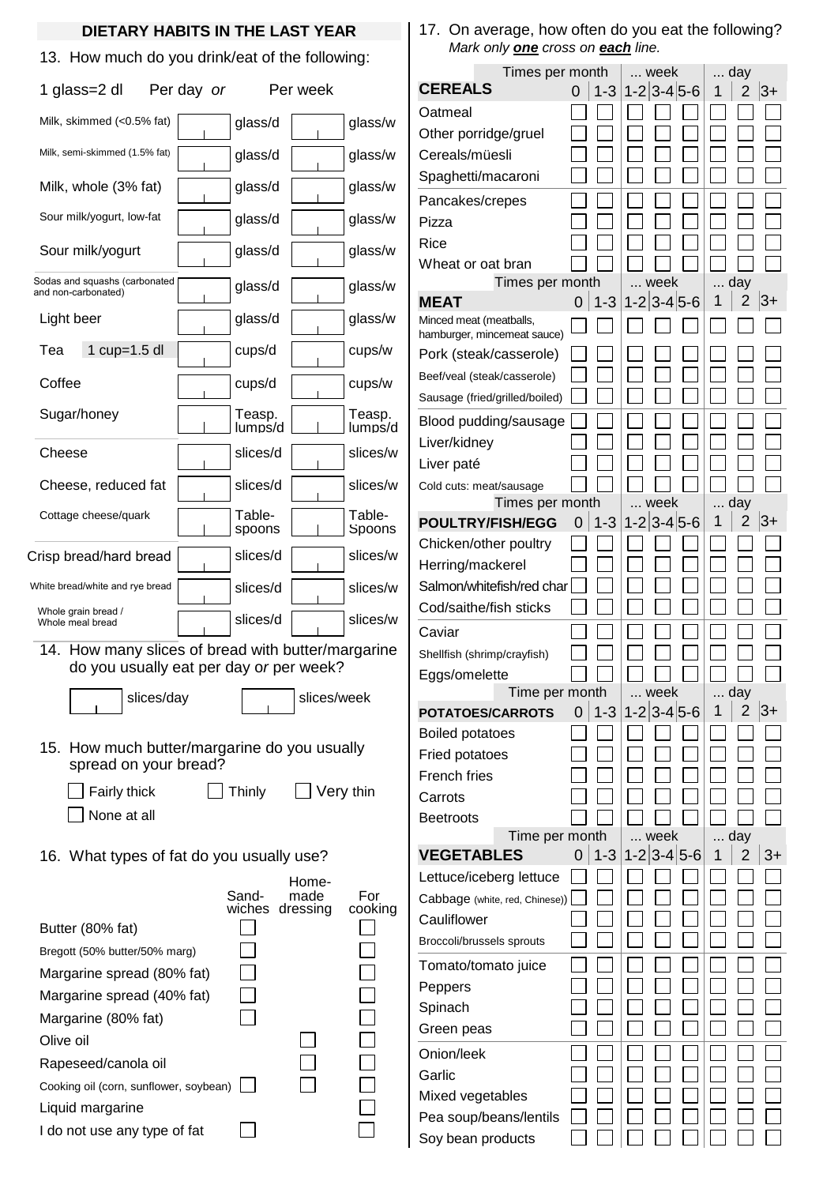## DIETARY HABITS IN THE LAST YEAR

13. How much do you drink/eat of the following:

| 1 glass=2 dl | Per day *or* | | Per week | |
|---|---|---|---|---|
| Milk, skimmed (<0.5% fat) | | glass/d | | glass/w |
| Milk, semi-skimmed (1.5% fat) | | glass/d | | glass/w |
| Milk, whole (3% fat) | | glass/d | | glass/w |
| Sour milk/yogurt, low-fat | | glass/d | | glass/w |
| Sour milk/yogurt | | glass/d | | glass/w |
| Sodas and squashs (carbonated and non-carbonated) | | glass/d | | glass/w |
| Light beer | | glass/d | | glass/w |
| Tea 1 cup=1.5 dl | | cups/d | | cups/w |
| Coffee | | cups/d | | cups/w |
| Sugar/honey | | Teasp. lumps/d | | Teasp. lumps/d |
| Cheese | | slices/d | | slices/w |
| Cheese, reduced fat | | slices/d | | slices/w |
| Cottage cheese/quark | | Table-spoons | | Table-Spoons |
| Crisp bread/hard bread | | slices/d | | slices/w |
| White bread/white and rye bread | | slices/d | | slices/w |
| Whole grain bread / Whole meal bread | | slices/d | | slices/w |

14. How many slices of bread with butter/margarine do you usually eat per day *or* per week?

☐ slices/day ☐ slices/week

15. How much butter/margarine do you usually spread on your bread?

☐ Fairly thick ☐ Thinly ☐ Very thin
☐ None at all

16. What types of fat do you usually use?

| | Sand-wiches | Home-made dressing | For cooking |
|---|---|---|---|
| Butter (80% fat) | ☐ | | ☐ |
| Bregott (50% butter/50% marg) | ☐ | | ☐ |
| Margarine spread (80% fat) | ☐ | | ☐ |
| Margarine spread (40% fat) | ☐ | | ☐ |
| Margarine (80% fat) | ☐ | | ☐ |
| Olive oil | | ☐ | ☐ |
| Rapeseed/canola oil | | ☐ | ☐ |
| Cooking oil (corn, sunflower, soybean) | ☐ | ☐ | ☐ |
| Liquid margarine | | | ☐ |
| I do not use any type of fat | ☐ | | ☐ |

17. On average, how often do you eat the following?
*Mark only **one** cross on **each** line.*

| | Times per month | | ... week | | | ... day | | |
|---|---|---|---|---|---|---|---|---|
| **CEREALS** | 0 | 1-3 | 1-2 | 3-4 | 5-6 | 1 | 2 | 3+ |
| Oatmeal | ☐ | ☐ | ☐ | ☐ | ☐ | ☐ | ☐ | ☐ |
| Other porridge/gruel | ☐ | ☐ | ☐ | ☐ | ☐ | ☐ | ☐ | ☐ |
| Cereals/müesli | ☐ | ☐ | ☐ | ☐ | ☐ | ☐ | ☐ | ☐ |
| Spaghetti/macaroni | ☐ | ☐ | ☐ | ☐ | ☐ | ☐ | ☐ | ☐ |
| Pancakes/crepes | ☐ | ☐ | ☐ | ☐ | ☐ | ☐ | ☐ | ☐ |
| Pizza | ☐ | ☐ | ☐ | ☐ | ☐ | ☐ | ☐ | ☐ |
| Rice | ☐ | ☐ | ☐ | ☐ | ☐ | ☐ | ☐ | ☐ |
| Wheat or oat bran | ☐ | ☐ | ☐ | ☐ | ☐ | ☐ | ☐ | ☐ |
| | Times per month | | ... week | | | ... day | | |
| **MEAT** | 0 | 1-3 | 1-2 | 3-4 | 5-6 | 1 | 2 | 3+ |
| Minced meat (meatballs, hamburger, mincemeat sauce) | ☐ | ☐ | ☐ | ☐ | ☐ | ☐ | ☐ | ☐ |
| Pork (steak/casserole) | ☐ | ☐ | ☐ | ☐ | ☐ | ☐ | ☐ | ☐ |
| Beef/veal (steak/casserole) | ☐ | ☐ | ☐ | ☐ | ☐ | ☐ | ☐ | ☐ |
| Sausage (fried/grilled/boiled) | ☐ | ☐ | ☐ | ☐ | ☐ | ☐ | ☐ | ☐ |
| Blood pudding/sausage | ☐ | ☐ | ☐ | ☐ | ☐ | ☐ | ☐ | ☐ |
| Liver/kidney | ☐ | ☐ | ☐ | ☐ | ☐ | ☐ | ☐ | ☐ |
| Liver paté | ☐ | ☐ | ☐ | ☐ | ☐ | ☐ | ☐ | ☐ |
| Cold cuts: meat/sausage | ☐ | ☐ | ☐ | ☐ | ☐ | ☐ | ☐ | ☐ |
| | Times per month | | ... week | | | ... day | | |
| **POULTRY/FISH/EGG** | 0 | 1-3 | 1-2 | 3-4 | 5-6 | 1 | 2 | 3+ |
| Chicken/other poultry | ☐ | ☐ | ☐ | ☐ | ☐ | ☐ | ☐ | ☐ |
| Herring/mackerel | ☐ | ☐ | ☐ | ☐ | ☐ | ☐ | ☐ | ☐ |
| Salmon/whitefish/red char | ☐ | ☐ | ☐ | ☐ | ☐ | ☐ | ☐ | ☐ |
| Cod/saithe/fish sticks | ☐ | ☐ | ☐ | ☐ | ☐ | ☐ | ☐ | ☐ |
| Caviar | ☐ | ☐ | ☐ | ☐ | ☐ | ☐ | ☐ | ☐ |
| Shellfish (shrimp/crayfish) | ☐ | ☐ | ☐ | ☐ | ☐ | ☐ | ☐ | ☐ |
| Eggs/omelette | ☐ | ☐ | ☐ | ☐ | ☐ | ☐ | ☐ | ☐ |
| | Time per month | | ... week | | | ... day | | |
| **POTATOES/CARROTS** | 0 | 1-3 | 1-2 | 3-4 | 5-6 | 1 | 2 | 3+ |
| Boiled potatoes | ☐ | ☐ | ☐ | ☐ | ☐ | ☐ | ☐ | ☐ |
| Fried potatoes | ☐ | ☐ | ☐ | ☐ | ☐ | ☐ | ☐ | ☐ |
| French fries | ☐ | ☐ | ☐ | ☐ | ☐ | ☐ | ☐ | ☐ |
| Carrots | ☐ | ☐ | ☐ | ☐ | ☐ | ☐ | ☐ | ☐ |
| Beetroots | ☐ | ☐ | ☐ | ☐ | ☐ | ☐ | ☐ | ☐ |
| | Time per month | | ... week | | | ... day | | |
| **VEGETABLES** | 0 | 1-3 | 1-2 | 3-4 | 5-6 | 1 | 2 | 3+ |
| Lettuce/iceberg lettuce | ☐ | ☐ | ☐ | ☐ | ☐ | ☐ | ☐ | ☐ |
| Cabbage (white, red, Chinese)) | ☐ | ☐ | ☐ | ☐ | ☐ | ☐ | ☐ | ☐ |
| Cauliflower | ☐ | ☐ | ☐ | ☐ | ☐ | ☐ | ☐ | ☐ |
| Broccoli/brussels sprouts | ☐ | ☐ | ☐ | ☐ | ☐ | ☐ | ☐ | ☐ |
| Tomato/tomato juice | ☐ | ☐ | ☐ | ☐ | ☐ | ☐ | ☐ | ☐ |
| Peppers | ☐ | ☐ | ☐ | ☐ | ☐ | ☐ | ☐ | ☐ |
| Spinach | ☐ | ☐ | ☐ | ☐ | ☐ | ☐ | ☐ | ☐ |
| Green peas | ☐ | ☐ | ☐ | ☐ | ☐ | ☐ | ☐ | ☐ |
| Onion/leek | ☐ | ☐ | ☐ | ☐ | ☐ | ☐ | ☐ | ☐ |
| Garlic | ☐ | ☐ | ☐ | ☐ | ☐ | ☐ | ☐ | ☐ |
| Mixed vegetables | ☐ | ☐ | ☐ | ☐ | ☐ | ☐ | ☐ | ☐ |
| Pea soup/beans/lentils | ☐ | ☐ | ☐ | ☐ | ☐ | ☐ | ☐ | ☐ |
| Soy bean products | ☐ | ☐ | ☐ | ☐ | ☐ | ☐ | ☐ | ☐ |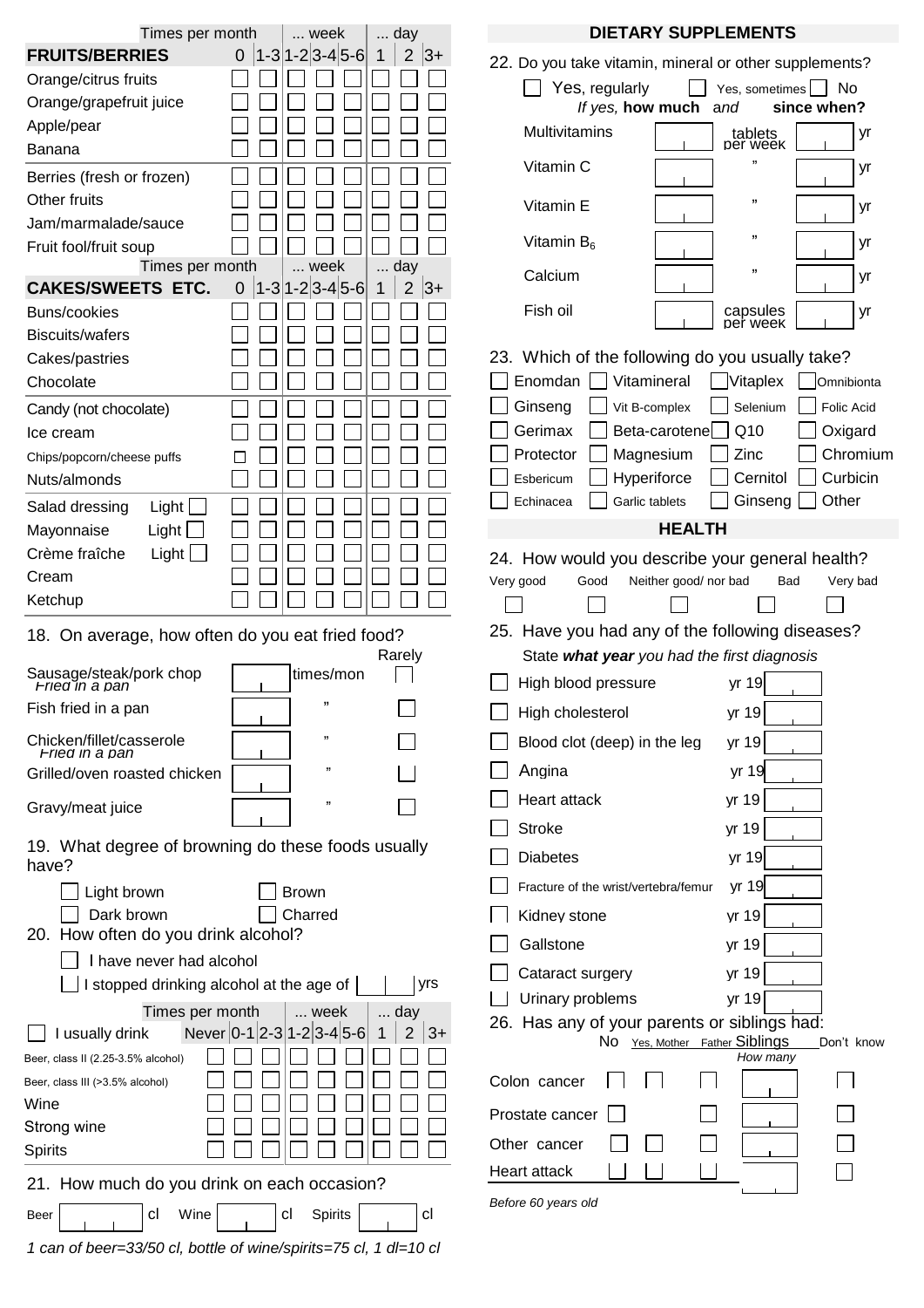## FRUITS/BERRIES

| FRUITS/BERRIES | Times per month 0 | 1-3 | ... week 1-2 | 3-4 | 5-6 | ... day 1 | 2 | 3+ |
|---|---|---|---|---|---|---|---|---|
| Orange/citrus fruits | ☐ | ☐ | ☐ | ☐ | ☐ | ☐ | ☐ | ☐ |
| Orange/grapefruit juice | ☐ | ☐ | ☐ | ☐ | ☐ | ☐ | ☐ | ☐ |
| Apple/pear | ☐ | ☐ | ☐ | ☐ | ☐ | ☐ | ☐ | ☐ |
| Banana | ☐ | ☐ | ☐ | ☐ | ☐ | ☐ | ☐ | ☐ |
| Berries (fresh or frozen) | ☐ | ☐ | ☐ | ☐ | ☐ | ☐ | ☐ | ☐ |
| Other fruits | ☐ | ☐ | ☐ | ☐ | ☐ | ☐ | ☐ | ☐ |
| Jam/marmalade/sauce | ☐ | ☐ | ☐ | ☐ | ☐ | ☐ | ☐ | ☐ |
| Fruit fool/fruit soup | ☐ | ☐ | ☐ | ☐ | ☐ | ☐ | ☐ | ☐ |

## CAKES/SWEETS ETC.

| CAKES/SWEETS ETC. | Times per month 0 | 1-3 | ... week 1-2 | 3-4 | 5-6 | ... day 1 | 2 | 3+ |
|---|---|---|---|---|---|---|---|---|
| Buns/cookies | ☐ | ☐ | ☐ | ☐ | ☐ | ☐ | ☐ | ☐ |
| Biscuits/wafers | ☐ | ☐ | ☐ | ☐ | ☐ | ☐ | ☐ | ☐ |
| Cakes/pastries | ☐ | ☐ | ☐ | ☐ | ☐ | ☐ | ☐ | ☐ |
| Chocolate | ☐ | ☐ | ☐ | ☐ | ☐ | ☐ | ☐ | ☐ |
| Candy (not chocolate) | ☐ | ☐ | ☐ | ☐ | ☐ | ☐ | ☐ | ☐ |
| Ice cream | ☐ | ☐ | ☐ | ☐ | ☐ | ☐ | ☐ | ☐ |
| Chips/popcorn/cheese puffs | ☐ | ☐ | ☐ | ☐ | ☐ | ☐ | ☐ | ☐ |
| Nuts/almonds | ☐ | ☐ | ☐ | ☐ | ☐ | ☐ | ☐ | ☐ |
| Salad dressing Light ☐ | ☐ | ☐ | ☐ | ☐ | ☐ | ☐ | ☐ | ☐ |
| Mayonnaise Light ☐ | ☐ | ☐ | ☐ | ☐ | ☐ | ☐ | ☐ | ☐ |
| Crème fraîche Light ☐ | ☐ | ☐ | ☐ | ☐ | ☐ | ☐ | ☐ | ☐ |
| Cream | ☐ | ☐ | ☐ | ☐ | ☐ | ☐ | ☐ | ☐ |
| Ketchup | ☐ | ☐ | ☐ | ☐ | ☐ | ☐ | ☐ | ☐ |

18. On average, how often do you eat fried food?

| | | | Rarely |
|---|---|---|---|
| Sausage/steak/pork chop *Fried in a pan* | ☐ | times/mon | ☐ |
| Fish fried in a pan | ☐ | " | ☐ |
| Chicken/fillet/casserole *Fried in a pan* | ☐ | " | ☐ |
| Grilled/oven roasted chicken | ☐ | " | ☐ |
| Gravy/meat juice | ☐ | " | ☐ |

19. What degree of browning do these foods usually have?

☐ Light brown ☐ Brown
☐ Dark brown ☐ Charred

20. How often do you drink alcohol?

☐ I have never had alcohol
☐ I stopped drinking alcohol at the age of ☐ yrs

| ☐ I usually drink | Times per month Never | 0-1 | 2-3 | ... week 1-2 | 3-4 | 5-6 | ... day 1 | 2 | 3+ |
|---|---|---|---|---|---|---|---|---|---|
| Beer, class II (2.25-3.5% alcohol) | ☐ | ☐ | ☐ | ☐ | ☐ | ☐ | ☐ | ☐ | ☐ |
| Beer, class III (>3.5% alcohol) | ☐ | ☐ | ☐ | ☐ | ☐ | ☐ | ☐ | ☐ | ☐ |
| Wine | ☐ | ☐ | ☐ | ☐ | ☐ | ☐ | ☐ | ☐ | ☐ |
| Strong wine | ☐ | ☐ | ☐ | ☐ | ☐ | ☐ | ☐ | ☐ | ☐ |
| Spirits | ☐ | ☐ | ☐ | ☐ | ☐ | ☐ | ☐ | ☐ | ☐ |

21. How much do you drink on each occasion?

Beer ☐ cl Wine ☐ cl Spirits ☐ cl

*1 can of beer=33/50 cl, bottle of wine/spirits=75 cl, 1 dl=10 cl*

## DIETARY SUPPLEMENTS

22. Do you take vitamin, mineral or other supplements?

☐ Yes, regularly ☐ Yes, sometimes ☐ No

*If yes,* **how much** *and* **since when?**

| | how much | | since when |
|---|---|---|---|
| Multivitamins | ☐ | tablets per week | ☐ yr |
| Vitamin C | ☐ | " | ☐ yr |
| Vitamin E | ☐ | " | ☐ yr |
| Vitamin $B_6$ | ☐ | " | ☐ yr |
| Calcium | ☐ | " | ☐ yr |
| Fish oil | ☐ | capsules per week | ☐ yr |

23. Which of the following do you usually take?

| | | | |
|---|---|---|---|
| ☐ Enomdan | ☐ Vitamineral | ☐ Vitaplex | ☐ Omnibionta |
| ☐ Ginseng | ☐ Vit B-complex | ☐ Selenium | ☐ Folic Acid |
| ☐ Gerimax | ☐ Beta-carotene | ☐ Q10 | ☐ Oxigard |
| ☐ Protector | ☐ Magnesium | ☐ Zinc | ☐ Chromium |
| ☐ Esbericum | ☐ Hyperiforce | ☐ Cernitol | ☐ Curbicin |
| ☐ Echinacea | ☐ Garlic tablets | ☐ Ginseng | ☐ Other |

## HEALTH

24. How would you describe your general health?

| Very good | Good | Neither good/ nor bad | Bad | Very bad |
|---|---|---|---|---|
| ☐ | ☐ | ☐ | ☐ | ☐ |

25. Have you had any of the following diseases?
State ***what year*** you had the first diagnosis

| | |
|---|---|
| ☐ High blood pressure | yr 19 ☐ |
| ☐ High cholesterol | yr 19 ☐ |
| ☐ Blood clot (deep) in the leg | yr 19 ☐ |
| ☐ Angina | yr 19 ☐ |
| ☐ Heart attack | yr 19 ☐ |
| ☐ Stroke | yr 19 ☐ |
| ☐ Diabetes | yr 19 ☐ |
| ☐ Fracture of the wrist/vertebra/femur | yr 19 ☐ |
| ☐ Kidney stone | yr 19 ☐ |
| ☐ Gallstone | yr 19 ☐ |
| ☐ Cataract surgery | yr 19 ☐ |
| ☐ Urinary problems | yr 19 ☐ |

26. Has any of your parents or siblings had:

| | No | Yes, Mother | Father | Siblings *How many* | Don't know |
|---|---|---|---|---|---|
| Colon cancer | ☐ | ☐ | ☐ | ☐ | ☐ |
| Prostate cancer | ☐ | | ☐ | ☐ | ☐ |
| Other cancer | ☐ | ☐ | ☐ | ☐ | ☐ |
| Heart attack | ☐ | ☐ | ☐ | ☐ | ☐ |

*Before 60 years old*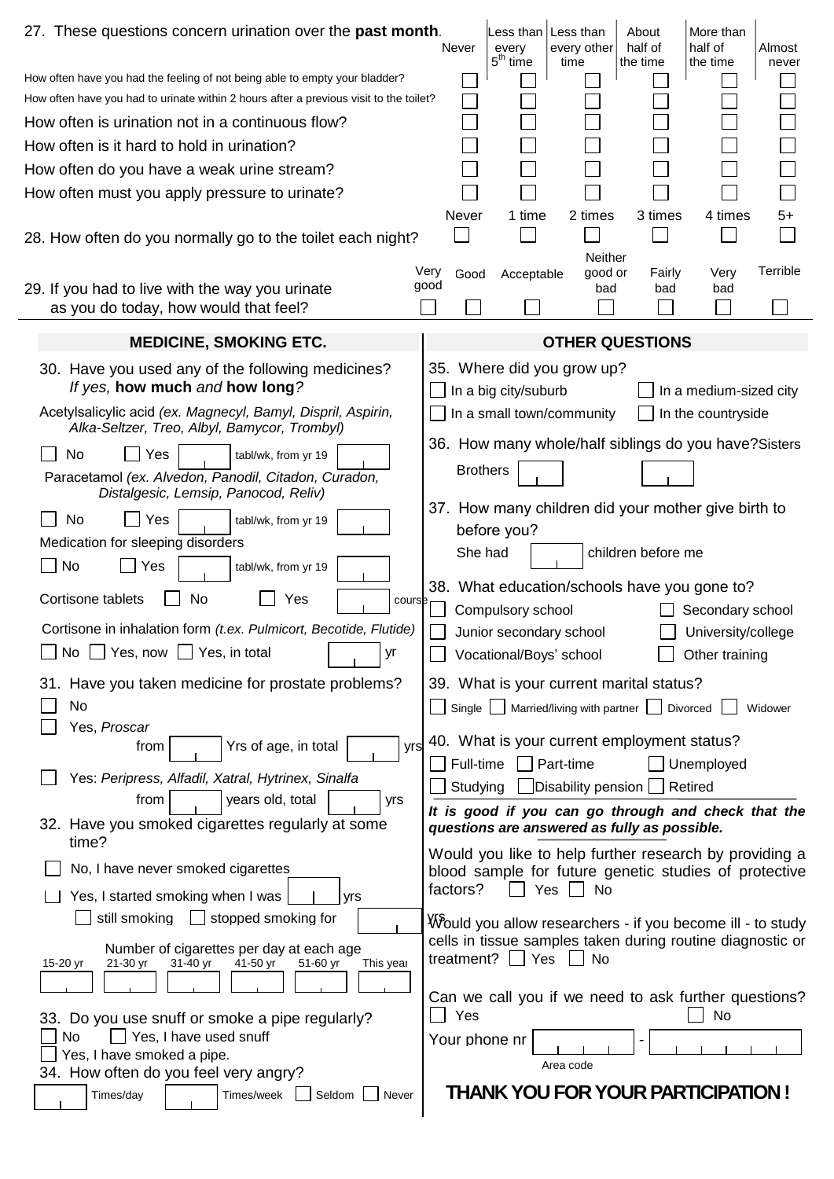27. These questions concern urination over the **past month**.

| | Never | Less than every 5th time | Less than every other time | About half of the time | More than half of the time | Almost never |
|---|---|---|---|---|---|---|
| How often have you had the feeling of not being able to empty your bladder? | ☐ | ☐ | ☐ | ☐ | ☐ | ☐ |
| How often have you had to urinate within 2 hours after a previous visit to the toilet? | ☐ | ☐ | ☐ | ☐ | ☐ | ☐ |
| How often is urination not in a continuous flow? | ☐ | ☐ | ☐ | ☐ | ☐ | ☐ |
| How often is it hard to hold in urination? | ☐ | ☐ | ☐ | ☐ | ☐ | ☐ |
| How often do you have a weak urine stream? | ☐ | ☐ | ☐ | ☐ | ☐ | ☐ |
| How often must you apply pressure to urinate? | ☐ | ☐ | ☐ | ☐ | ☐ | ☐ |

| | Never | 1 time | 2 times | 3 times | 4 times | 5+ |
|---|---|---|---|---|---|---|
| 28. How often do you normally go to the toilet each night? | ☐ | ☐ | ☐ | ☐ | ☐ | ☐ |

| | Very good | Good | Acceptable | Neither good or bad | Fairly bad | Very bad | Terrible |
|---|---|---|---|---|---|---|---|
| 29. If you had to live with the way you urinate as you do today, how would that feel? | ☐ | ☐ | ☐ | ☐ | ☐ | ☐ | ☐ |

## MEDICINE, SMOKING ETC.

30. Have you used any of the following medicines? *If yes,* **how much** *and* **how long**?

Acetylsalicylic acid *(ex. Magnecyl, Bamyl, Dispril, Aspirin, Alka-Seltzer, Treo, Albyl, Bamycor, Trombyl)*

☐ No ☐ Yes ___ tabl/wk, from yr 19 ___

Paracetamol *(ex. Alvedon, Panodil, Citadon, Curadon, Distalgesic, Lemsip, Panocod, Reliv)*

☐ No ☐ Yes ___ tabl/wk, from yr 19 ___

Medication for sleeping disorders

☐ No ☐ Yes ___ tabl/wk, from yr 19 ___

Cortisone tablets ☐ No ☐ Yes ___ course

Cortisone in inhalation form *(t.ex. Pulmicort, Becotide, Flutide)*

☐ No ☐ Yes, now ☐ Yes, in total ___ yr

31. Have you taken medicine for prostate problems?

☐ No

☐ Yes, *Proscar*
from ___ Yrs of age, in total ___ yrs

☐ Yes: *Peripress, Alfadil, Xatral, Hytrinex, Sinalfa*
from ___ years old, total ___ yrs

32. Have you smoked cigarettes regularly at some time?

☐ No, I have never smoked cigarettes

☐ Yes, I started smoking when I was ___ yrs

☐ still smoking ☐ stopped smoking for ___ yrs

Number of cigarettes per day at each age

| 15-20 yr | 21-30 yr | 31-40 yr | 41-50 yr | 51-60 yr | This year |
|---|---|---|---|---|---|
| | | | | | |

33. Do you use snuff or smoke a pipe regularly?

☐ No ☐ Yes, I have used snuff

☐ Yes, I have smoked a pipe.

34. How often do you feel very angry?

___ Times/day ___ Times/week ☐ Seldom ☐ Never

## OTHER QUESTIONS

35. Where did you grow up?

☐ In a big city/suburb ☐ In a medium-sized city

☐ In a small town/community ☐ In the countryside

36. How many whole/half siblings do you have?

Sisters ___ Brothers ___

37. How many children did your mother give birth to before you?

She had ___ children before me

38. What education/schools have you gone to?

☐ Compulsory school ☐ Secondary school

☐ Junior secondary school ☐ University/college

☐ Vocational/Boys' school ☐ Other training

39. What is your current marital status?

☐ Single ☐ Married/living with partner ☐ Divorced ☐ Widower

40. What is your current employment status?

☐ Full-time ☐ Part-time ☐ Unemployed

☐ Studying ☐ Disability pension ☐ Retired

***It is good if you can go through and check that the questions are answered as fully as possible.***

Would you like to help further research by providing a blood sample for future genetic studies of protective factors? ☐ Yes ☐ No

Would you allow researchers - if you become ill - to study cells in tissue samples taken during routine diagnostic or treatment? ☐ Yes ☐ No

Can we call you if we need to ask further questions?

☐ Yes ☐ No

Your phone nr ___ - ___

Area code

**THANK YOU FOR YOUR PARTICIPATION !**